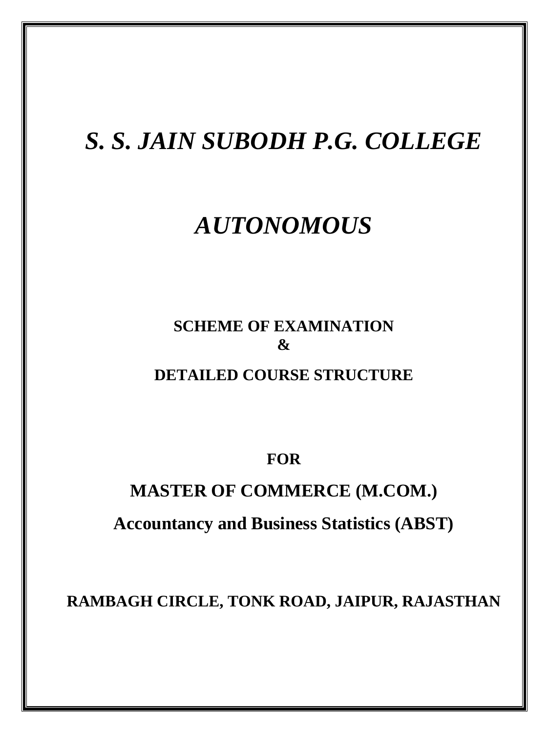# *S. S. JAIN SUBODH P.G. COLLEGE*

# *AUTONOMOUS*

**SCHEME OF EXAMINATION**
**&**
**DETAILED COURSE STRUCTURE**

**FOR**

## MASTER OF COMMERCE (M.COM.)

## Accountancy and Business Statistics (ABST)

**RAMBAGH CIRCLE, TONK ROAD, JAIPUR, RAJASTHAN**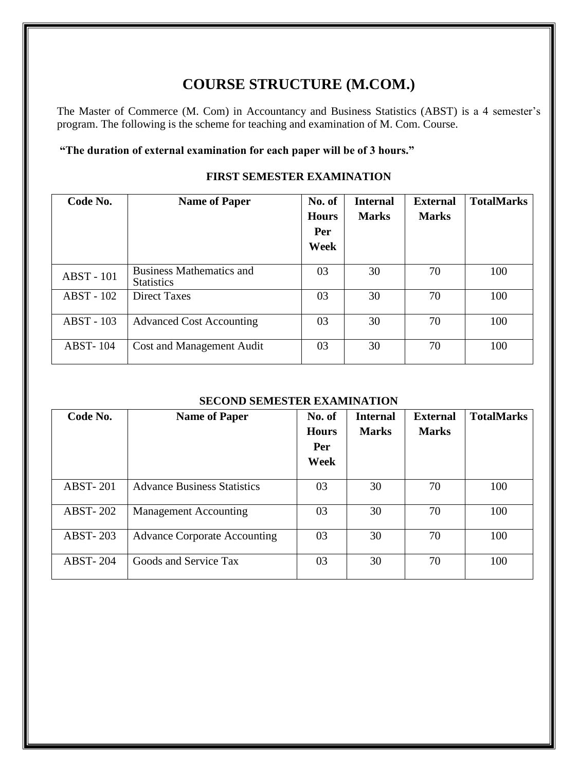# COURSE STRUCTURE (M.COM.)

The Master of Commerce (M. Com) in Accountancy and Business Statistics (ABST) is a 4 semester's program. The following is the scheme for teaching and examination of M. Com. Course.

**"The duration of external examination for each paper will be of 3 hours."**

### FIRST SEMESTER EXAMINATION

| Code No. | Name of Paper | No. of Hours Per Week | Internal Marks | External Marks | TotalMarks |
|---|---|---|---|---|---|
| ABST - 101 | Business Mathematics and Statistics | 03 | 30 | 70 | 100 |
| ABST - 102 | Direct Taxes | 03 | 30 | 70 | 100 |
| ABST - 103 | Advanced Cost Accounting | 03 | 30 | 70 | 100 |
| ABST- 104 | Cost and Management Audit | 03 | 30 | 70 | 100 |

### SECOND SEMESTER EXAMINATION

| Code No. | Name of Paper | No. of Hours Per Week | Internal Marks | External Marks | TotalMarks |
|---|---|---|---|---|---|
| ABST- 201 | Advance Business Statistics | 03 | 30 | 70 | 100 |
| ABST- 202 | Management Accounting | 03 | 30 | 70 | 100 |
| ABST- 203 | Advance Corporate Accounting | 03 | 30 | 70 | 100 |
| ABST- 204 | Goods and Service Tax | 03 | 30 | 70 | 100 |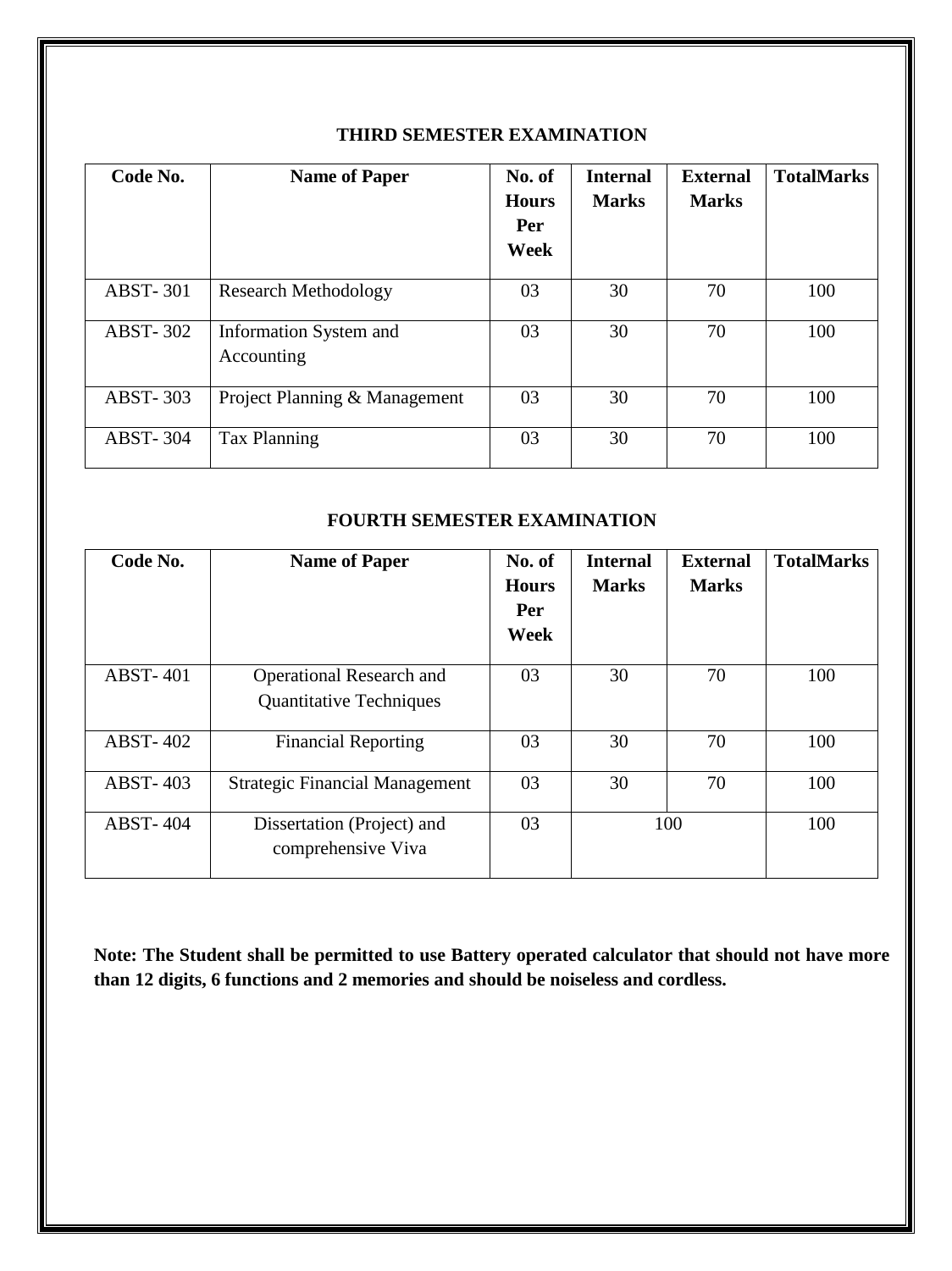## THIRD SEMESTER EXAMINATION

| Code No. | Name of Paper | No. of Hours Per Week | Internal Marks | External Marks | TotalMarks |
|---|---|---|---|---|---|
| ABST- 301 | Research Methodology | 03 | 30 | 70 | 100 |
| ABST- 302 | Information System and Accounting | 03 | 30 | 70 | 100 |
| ABST- 303 | Project Planning & Management | 03 | 30 | 70 | 100 |
| ABST- 304 | Tax Planning | 03 | 30 | 70 | 100 |

## FOURTH SEMESTER EXAMINATION

| Code No. | Name of Paper | No. of Hours Per Week | Internal Marks | External Marks | TotalMarks |
|---|---|---|---|---|---|
| ABST- 401 | Operational Research and Quantitative Techniques | 03 | 30 | 70 | 100 |
| ABST- 402 | Financial Reporting | 03 | 30 | 70 | 100 |
| ABST- 403 | Strategic Financial Management | 03 | 30 | 70 | 100 |
| ABST- 404 | Dissertation (Project) and comprehensive Viva | 03 | 100 | | 100 |

**Note: The Student shall be permitted to use Battery operated calculator that should not have more than 12 digits, 6 functions and 2 memories and should be noiseless and cordless.**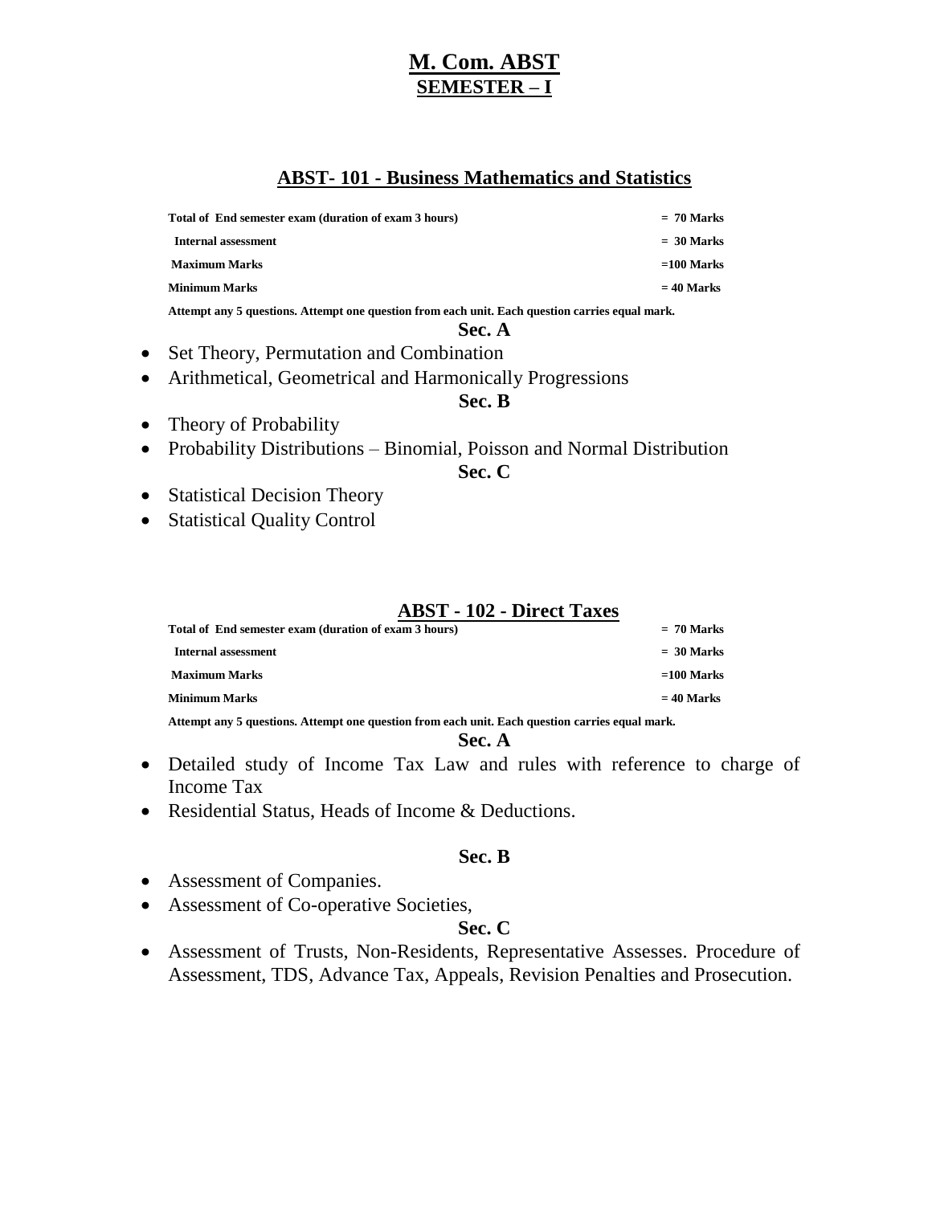# M. Com. ABST

## SEMESTER – I

### ABST- 101 - Business Mathematics and Statistics

| | |
|---|---|
| **Total of End semester exam (duration of exam 3 hours)** | **= 70 Marks** |
| **Internal assessment** | **= 30 Marks** |
| **Maximum Marks** | **=100 Marks** |
| **Minimum Marks** | **= 40 Marks** |

**Attempt any 5 questions. Attempt one question from each unit. Each question carries equal mark.**

**Sec. A**

- Set Theory, Permutation and Combination
- Arithmetical, Geometrical and Harmonically Progressions

**Sec. B**

- Theory of Probability
- Probability Distributions – Binomial, Poisson and Normal Distribution

**Sec. C**

- Statistical Decision Theory
- Statistical Quality Control

### ABST - 102 - Direct Taxes

| | |
|---|---|
| **Total of End semester exam (duration of exam 3 hours)** | **= 70 Marks** |
| **Internal assessment** | **= 30 Marks** |
| **Maximum Marks** | **=100 Marks** |
| **Minimum Marks** | **= 40 Marks** |

**Attempt any 5 questions. Attempt one question from each unit. Each question carries equal mark.**

**Sec. A**

- Detailed study of Income Tax Law and rules with reference to charge of Income Tax
- Residential Status, Heads of Income & Deductions.

**Sec. B**

- Assessment of Companies.
- Assessment of Co-operative Societies,

**Sec. C**

- Assessment of Trusts, Non-Residents, Representative Assesses. Procedure of Assessment, TDS, Advance Tax, Appeals, Revision Penalties and Prosecution.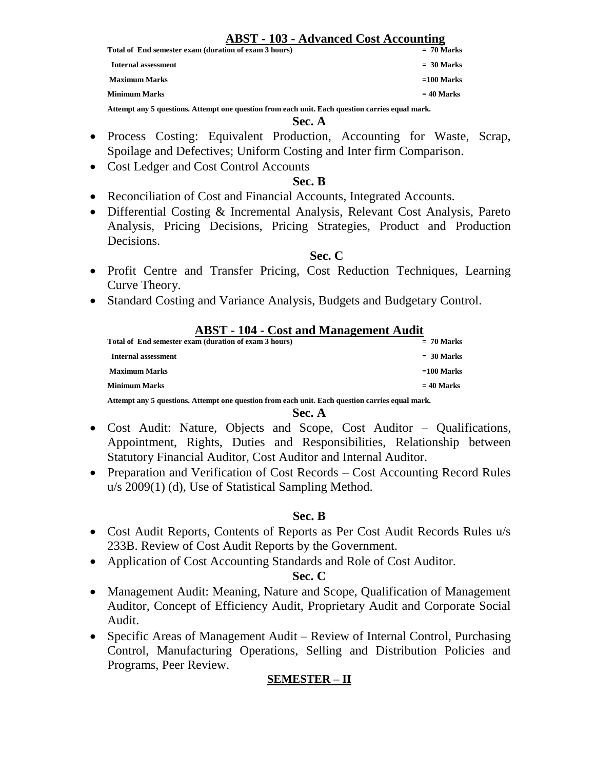## ABST - 103 - Advanced Cost Accounting

| | |
|---|---|
| **Total of End semester exam (duration of exam 3 hours)** | **= 70 Marks** |
| **Internal assessment** | **= 30 Marks** |
| **Maximum Marks** | **=100 Marks** |
| **Minimum Marks** | **= 40 Marks** |

**Attempt any 5 questions. Attempt one question from each unit. Each question carries equal mark.**

**Sec. A**

- Process Costing: Equivalent Production, Accounting for Waste, Scrap, Spoilage and Defectives; Uniform Costing and Inter firm Comparison.
- Cost Ledger and Cost Control Accounts

**Sec. B**

- Reconciliation of Cost and Financial Accounts, Integrated Accounts.
- Differential Costing & Incremental Analysis, Relevant Cost Analysis, Pareto Analysis, Pricing Decisions, Pricing Strategies, Product and Production Decisions.

**Sec. C**

- Profit Centre and Transfer Pricing, Cost Reduction Techniques, Learning Curve Theory.
- Standard Costing and Variance Analysis, Budgets and Budgetary Control.

## ABST - 104 - Cost and Management Audit

| | |
|---|---|
| **Total of End semester exam (duration of exam 3 hours)** | **= 70 Marks** |
| **Internal assessment** | **= 30 Marks** |
| **Maximum Marks** | **=100 Marks** |
| **Minimum Marks** | **= 40 Marks** |

**Attempt any 5 questions. Attempt one question from each unit. Each question carries equal mark.**

**Sec. A**

- Cost Audit: Nature, Objects and Scope, Cost Auditor – Qualifications, Appointment, Rights, Duties and Responsibilities, Relationship between Statutory Financial Auditor, Cost Auditor and Internal Auditor.
- Preparation and Verification of Cost Records – Cost Accounting Record Rules u/s 2009(1) (d), Use of Statistical Sampling Method.

**Sec. B**

- Cost Audit Reports, Contents of Reports as Per Cost Audit Records Rules u/s 233B. Review of Cost Audit Reports by the Government.
- Application of Cost Accounting Standards and Role of Cost Auditor.

**Sec. C**

- Management Audit: Meaning, Nature and Scope, Qualification of Management Auditor, Concept of Efficiency Audit, Proprietary Audit and Corporate Social Audit.
- Specific Areas of Management Audit – Review of Internal Control, Purchasing Control, Manufacturing Operations, Selling and Distribution Policies and Programs, Peer Review.

## SEMESTER – II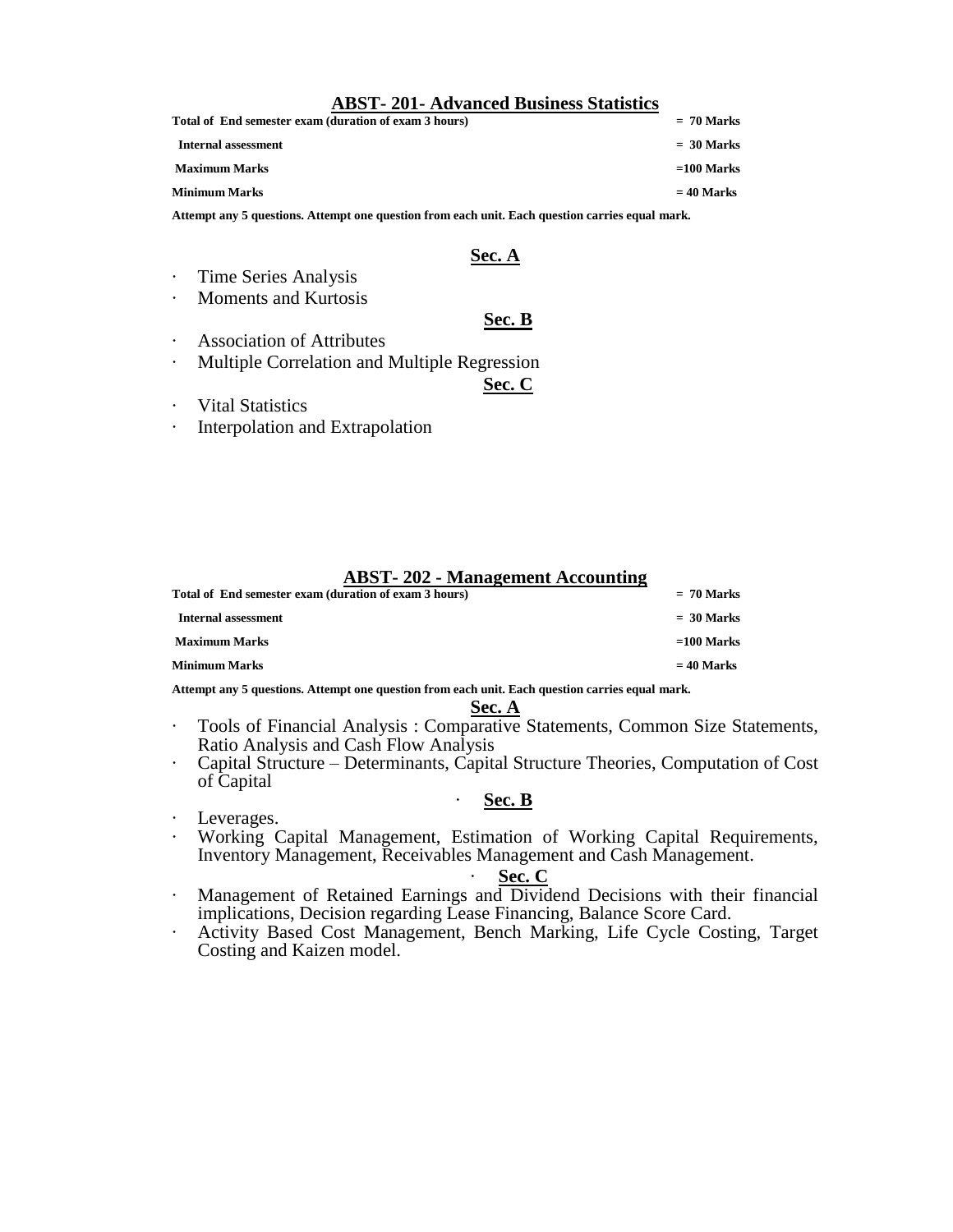## ABST- 201- Advanced Business Statistics

| | |
|---|---|
| **Total of End semester exam (duration of exam 3 hours)** | **= 70 Marks** |
| **Internal assessment** | **= 30 Marks** |
| **Maximum Marks** | **=100 Marks** |
| **Minimum Marks** | **= 40 Marks** |

**Attempt any 5 questions. Attempt one question from each unit. Each question carries equal mark.**

### Sec. A

- Time Series Analysis
- Moments and Kurtosis

### Sec. B

- Association of Attributes
- Multiple Correlation and Multiple Regression

### Sec. C

- Vital Statistics
- Interpolation and Extrapolation

## ABST- 202 - Management Accounting

| | |
|---|---|
| **Total of End semester exam (duration of exam 3 hours)** | **= 70 Marks** |
| **Internal assessment** | **= 30 Marks** |
| **Maximum Marks** | **=100 Marks** |
| **Minimum Marks** | **= 40 Marks** |

**Attempt any 5 questions. Attempt one question from each unit. Each question carries equal mark.**

### Sec. A

- Tools of Financial Analysis : Comparative Statements, Common Size Statements, Ratio Analysis and Cash Flow Analysis
- Capital Structure – Determinants, Capital Structure Theories, Computation of Cost of Capital

### Sec. B

- Leverages.
- Working Capital Management, Estimation of Working Capital Requirements, Inventory Management, Receivables Management and Cash Management.

### Sec. C

- Management of Retained Earnings and Dividend Decisions with their financial implications, Decision regarding Lease Financing, Balance Score Card.
- Activity Based Cost Management, Bench Marking, Life Cycle Costing, Target Costing and Kaizen model.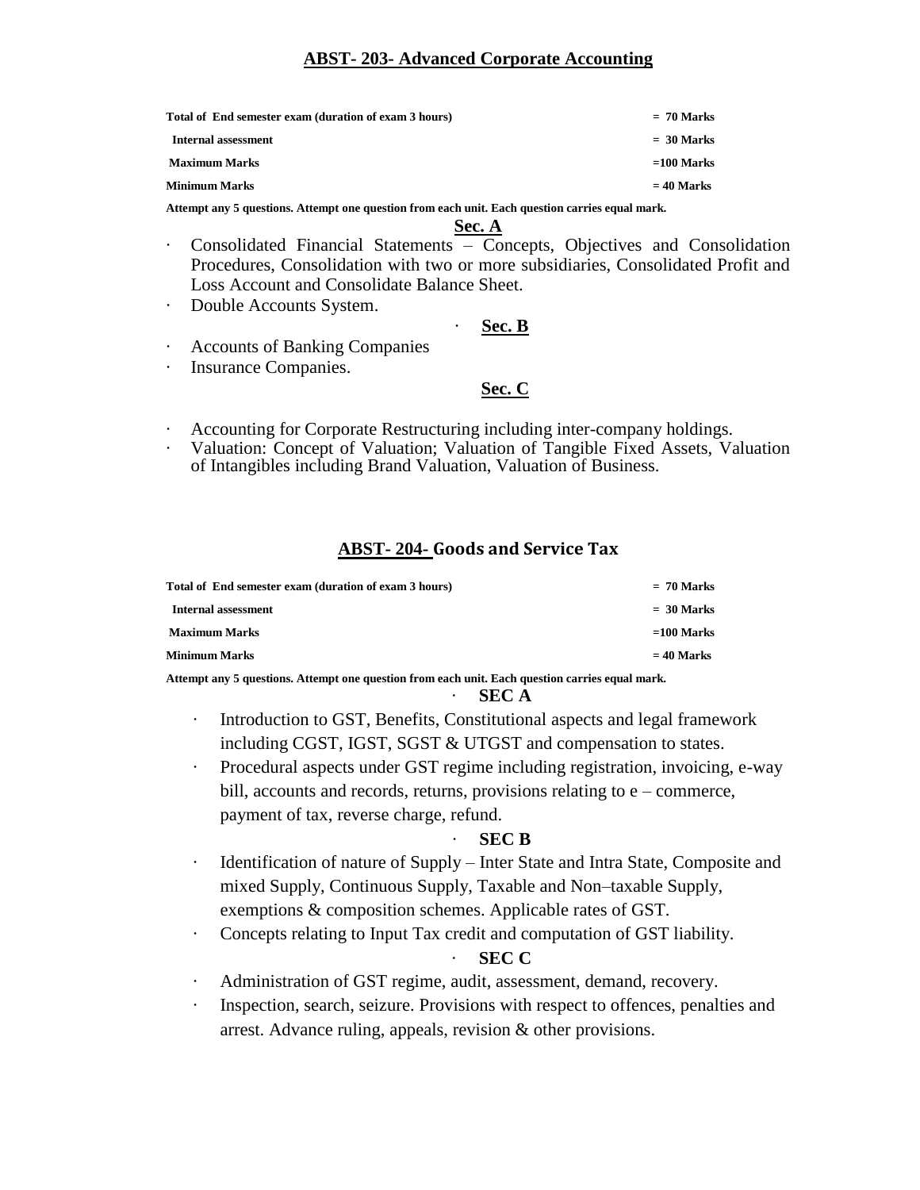## ABST- 203- Advanced Corporate Accounting

| | |
|---|---|
| **Total of End semester exam (duration of exam 3 hours)** | **= 70 Marks** |
| **Internal assessment** | **= 30 Marks** |
| **Maximum Marks** | **=100 Marks** |
| **Minimum Marks** | **= 40 Marks** |

**Attempt any 5 questions. Attempt one question from each unit. Each question carries equal mark.**

### Sec. A

- Consolidated Financial Statements – Concepts, Objectives and Consolidation Procedures, Consolidation with two or more subsidiaries, Consolidated Profit and Loss Account and Consolidate Balance Sheet.
- Double Accounts System.

### Sec. B

- Accounts of Banking Companies
- Insurance Companies.

### Sec. C

- Accounting for Corporate Restructuring including inter-company holdings.
- Valuation: Concept of Valuation; Valuation of Tangible Fixed Assets, Valuation of Intangibles including Brand Valuation, Valuation of Business.

## ABST- 204- Goods and Service Tax

| | |
|---|---|
| **Total of End semester exam (duration of exam 3 hours)** | **= 70 Marks** |
| **Internal assessment** | **= 30 Marks** |
| **Maximum Marks** | **=100 Marks** |
| **Minimum Marks** | **= 40 Marks** |

**Attempt any 5 questions. Attempt one question from each unit. Each question carries equal mark.**

### SEC A

- Introduction to GST, Benefits, Constitutional aspects and legal framework including CGST, IGST, SGST & UTGST and compensation to states.
- Procedural aspects under GST regime including registration, invoicing, e-way bill, accounts and records, returns, provisions relating to e – commerce, payment of tax, reverse charge, refund.

### SEC B

- Identification of nature of Supply – Inter State and Intra State, Composite and mixed Supply, Continuous Supply, Taxable and Non–taxable Supply, exemptions & composition schemes. Applicable rates of GST.
- Concepts relating to Input Tax credit and computation of GST liability.

### SEC C

- Administration of GST regime, audit, assessment, demand, recovery.
- Inspection, search, seizure. Provisions with respect to offences, penalties and arrest. Advance ruling, appeals, revision & other provisions.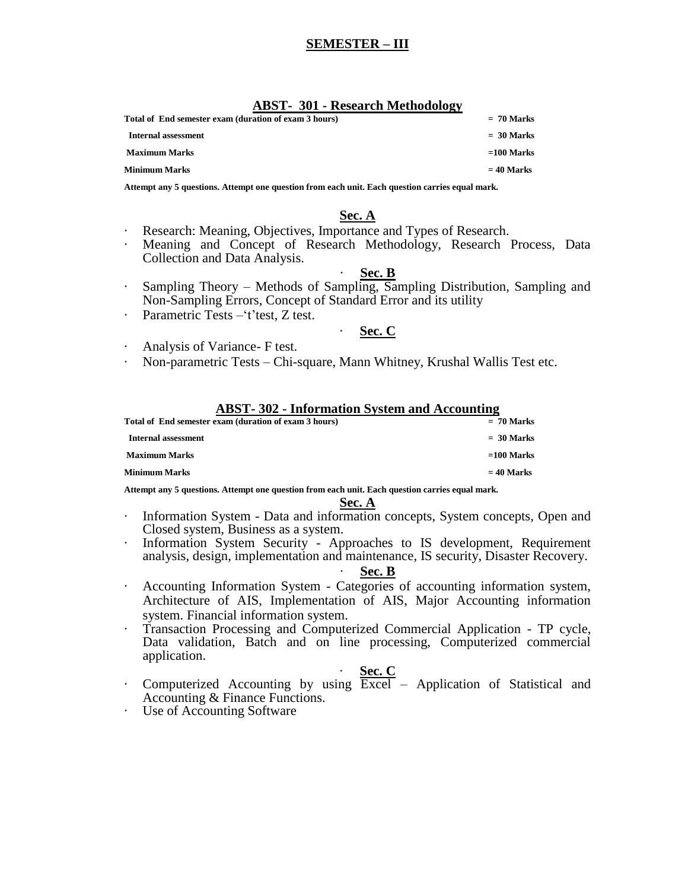## SEMESTER – III

### ABST- 301 - Research Methodology

| | |
|---|---|
| Total of End semester exam (duration of exam 3 hours) | = 70 Marks |
| Internal assessment | = 30 Marks |
| Maximum Marks | =100 Marks |
| Minimum Marks | = 40 Marks |

**Attempt any 5 questions. Attempt one question from each unit. Each question carries equal mark.**

#### Sec. A

- Research: Meaning, Objectives, Importance and Types of Research.
- Meaning and Concept of Research Methodology, Research Process, Data Collection and Data Analysis.

#### Sec. B

- Sampling Theory – Methods of Sampling, Sampling Distribution, Sampling and Non-Sampling Errors, Concept of Standard Error and its utility
- Parametric Tests –'t'test, Z test.

#### Sec. C

- Analysis of Variance- F test.
- Non-parametric Tests – Chi-square, Mann Whitney, Krushal Wallis Test etc.

### ABST- 302 - Information System and Accounting

| | |
|---|---|
| Total of End semester exam (duration of exam 3 hours) | = 70 Marks |
| Internal assessment | = 30 Marks |
| Maximum Marks | =100 Marks |
| Minimum Marks | = 40 Marks |

**Attempt any 5 questions. Attempt one question from each unit. Each question carries equal mark.**

#### Sec. A

- Information System - Data and information concepts, System concepts, Open and Closed system, Business as a system.
- Information System Security - Approaches to IS development, Requirement analysis, design, implementation and maintenance, IS security, Disaster Recovery.

#### Sec. B

- Accounting Information System - Categories of accounting information system, Architecture of AIS, Implementation of AIS, Major Accounting information system. Financial information system.
- Transaction Processing and Computerized Commercial Application - TP cycle, Data validation, Batch and on line processing, Computerized commercial application.

#### Sec. C

- Computerized Accounting by using Excel – Application of Statistical and Accounting & Finance Functions.
- Use of Accounting Software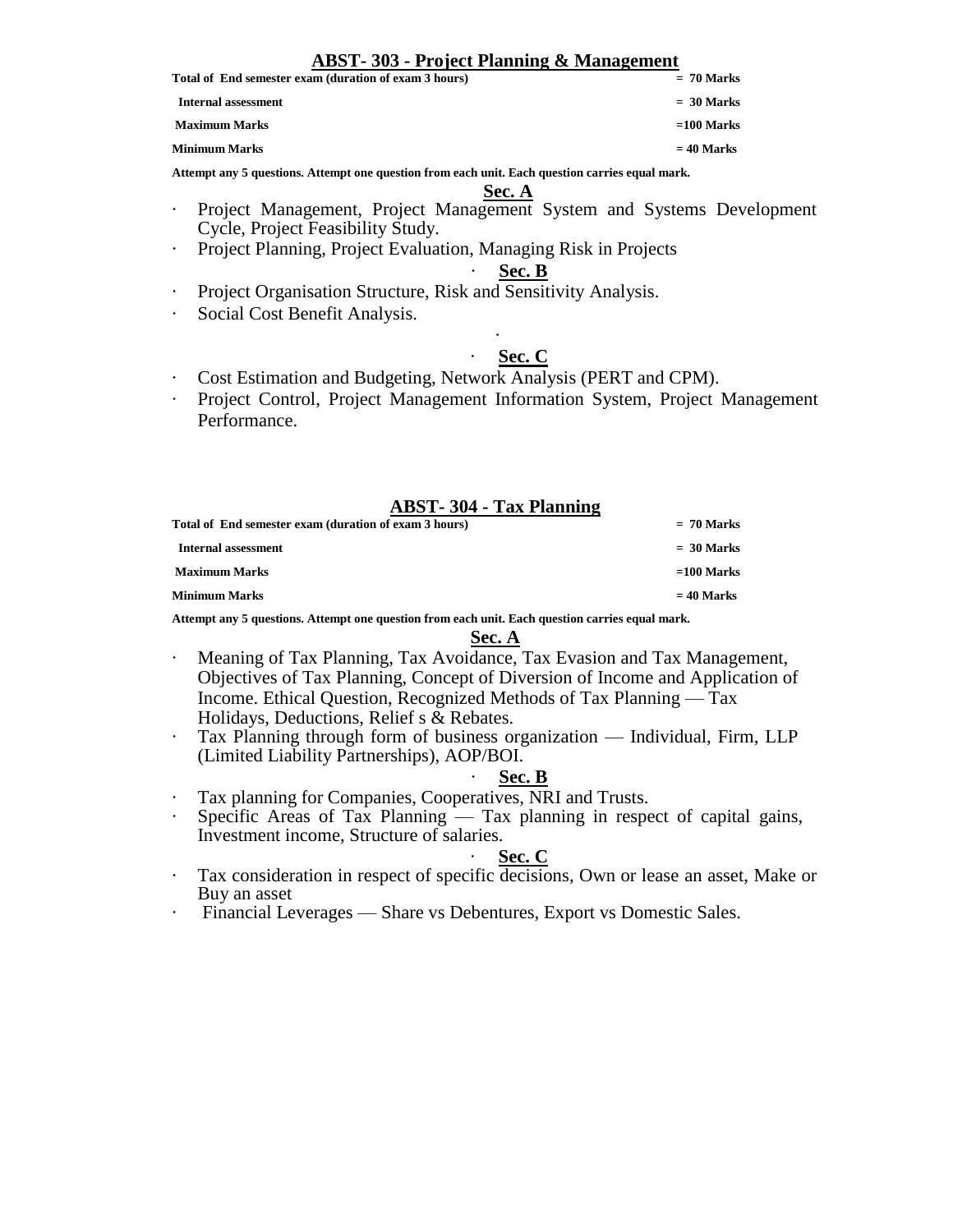## ABST- 303 - Project Planning & Management

| | |
|---|---|
| **Total of End semester exam (duration of exam 3 hours)** | **= 70 Marks** |
| **Internal assessment** | **= 30 Marks** |
| **Maximum Marks** | **=100 Marks** |
| **Minimum Marks** | **= 40 Marks** |

**Attempt any 5 questions. Attempt one question from each unit. Each question carries equal mark.**

### Sec. A

- Project Management, Project Management System and Systems Development Cycle, Project Feasibility Study.
- Project Planning, Project Evaluation, Managing Risk in Projects

### Sec. B

- Project Organisation Structure, Risk and Sensitivity Analysis.
- Social Cost Benefit Analysis.

### Sec. C

- Cost Estimation and Budgeting, Network Analysis (PERT and CPM).
- Project Control, Project Management Information System, Project Management Performance.

## ABST- 304 - Tax Planning

| | |
|---|---|
| **Total of End semester exam (duration of exam 3 hours)** | **= 70 Marks** |
| **Internal assessment** | **= 30 Marks** |
| **Maximum Marks** | **=100 Marks** |
| **Minimum Marks** | **= 40 Marks** |

**Attempt any 5 questions. Attempt one question from each unit. Each question carries equal mark.**

### Sec. A

- Meaning of Tax Planning, Tax Avoidance, Tax Evasion and Tax Management, Objectives of Tax Planning, Concept of Diversion of Income and Application of Income. Ethical Question, Recognized Methods of Tax Planning — Tax Holidays, Deductions, Relief s & Rebates.
- Tax Planning through form of business organization — Individual, Firm, LLP (Limited Liability Partnerships), AOP/BOI.

### Sec. B

- Tax planning for Companies, Cooperatives, NRI and Trusts.
- Specific Areas of Tax Planning — Tax planning in respect of capital gains, Investment income, Structure of salaries.

### Sec. C

- Tax consideration in respect of specific decisions, Own or lease an asset, Make or Buy an asset
- Financial Leverages — Share vs Debentures, Export vs Domestic Sales.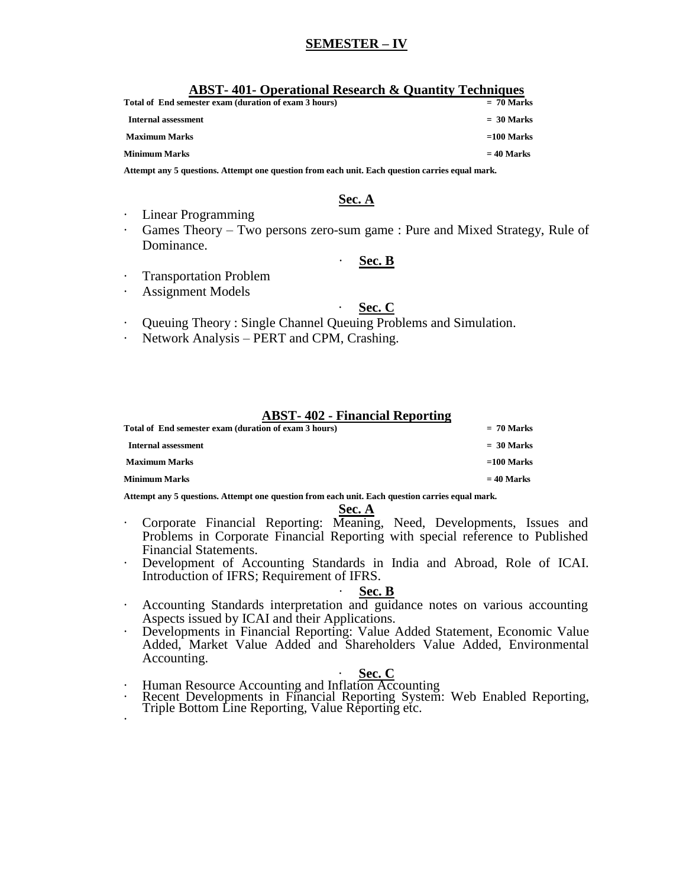# SEMESTER – IV

## ABST- 401- Operational Research & Quantity Techniques

| | |
|---|---|
| **Total of End semester exam (duration of exam 3 hours)** | **= 70 Marks** |
| **Internal assessment** | **= 30 Marks** |
| **Maximum Marks** | **=100 Marks** |
| **Minimum Marks** | **= 40 Marks** |

**Attempt any 5 questions. Attempt one question from each unit. Each question carries equal mark.**

### Sec. A

- Linear Programming
- Games Theory – Two persons zero-sum game : Pure and Mixed Strategy, Rule of Dominance.

### Sec. B

- Transportation Problem
- Assignment Models

### Sec. C

- Queuing Theory : Single Channel Queuing Problems and Simulation.
- Network Analysis – PERT and CPM, Crashing.

## ABST- 402 - Financial Reporting

| | |
|---|---|
| **Total of End semester exam (duration of exam 3 hours)** | **= 70 Marks** |
| **Internal assessment** | **= 30 Marks** |
| **Maximum Marks** | **=100 Marks** |
| **Minimum Marks** | **= 40 Marks** |

**Attempt any 5 questions. Attempt one question from each unit. Each question carries equal mark.**

### Sec. A

- Corporate Financial Reporting: Meaning, Need, Developments, Issues and Problems in Corporate Financial Reporting with special reference to Published Financial Statements.
- Development of Accounting Standards in India and Abroad, Role of ICAI. Introduction of IFRS; Requirement of IFRS.

### Sec. B

- Accounting Standards interpretation and guidance notes on various accounting Aspects issued by ICAI and their Applications.
- Developments in Financial Reporting: Value Added Statement, Economic Value Added, Market Value Added and Shareholders Value Added, Environmental Accounting.

### Sec. C

- Human Resource Accounting and Inflation Accounting
- Recent Developments in Financial Reporting System: Web Enabled Reporting, Triple Bottom Line Reporting, Value Reporting etc.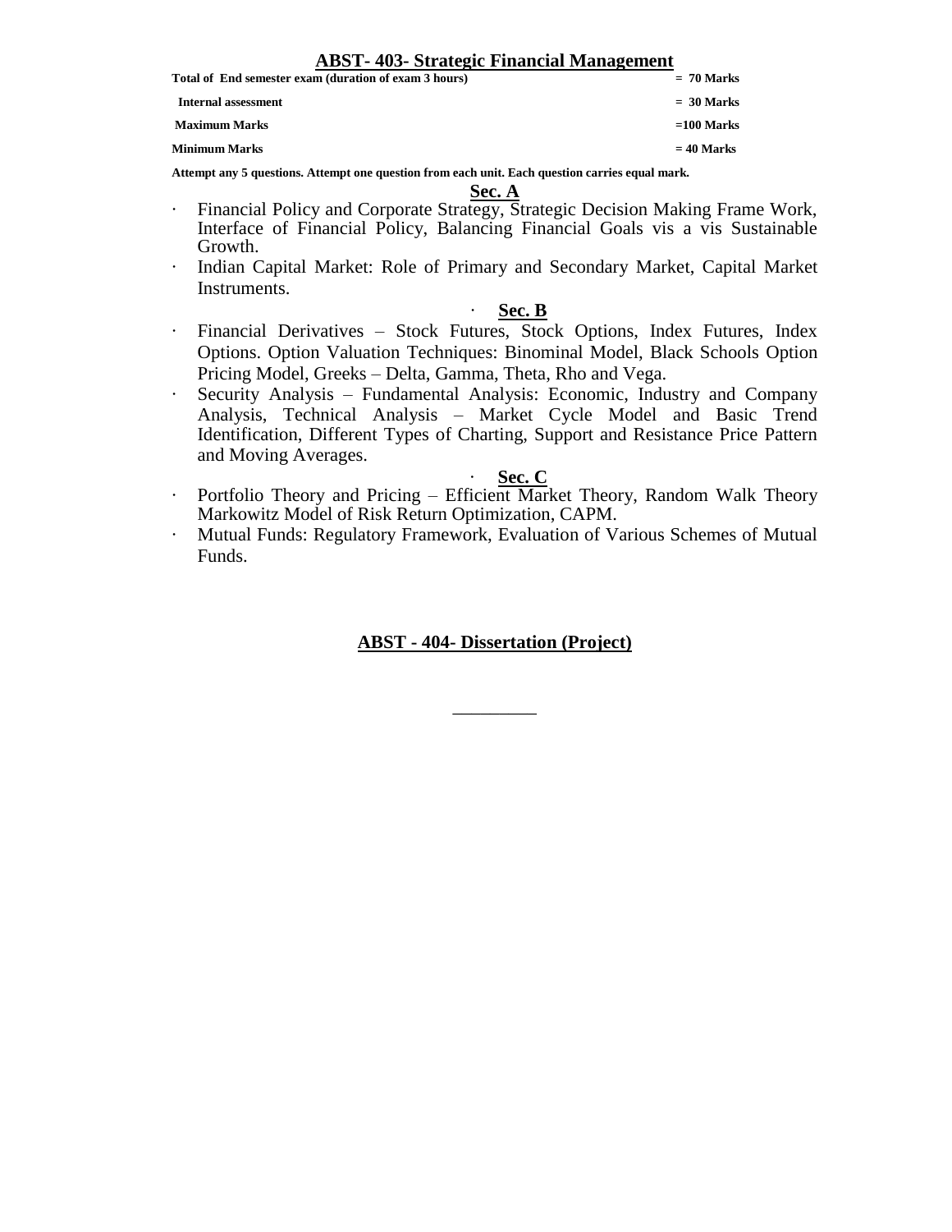## ABST- 403- Strategic Financial Management

| | |
|---|---|
| **Total of End semester exam (duration of exam 3 hours)** | **= 70 Marks** |
| **Internal assessment** | **= 30 Marks** |
| **Maximum Marks** | **=100 Marks** |
| **Minimum Marks** | **= 40 Marks** |

**Attempt any 5 questions. Attempt one question from each unit. Each question carries equal mark.**

### Sec. A

- Financial Policy and Corporate Strategy, Strategic Decision Making Frame Work, Interface of Financial Policy, Balancing Financial Goals vis a vis Sustainable Growth.
- Indian Capital Market: Role of Primary and Secondary Market, Capital Market Instruments.

### Sec. B

- Financial Derivatives – Stock Futures, Stock Options, Index Futures, Index Options. Option Valuation Techniques: Binominal Model, Black Schools Option Pricing Model, Greeks – Delta, Gamma, Theta, Rho and Vega.
- Security Analysis – Fundamental Analysis: Economic, Industry and Company Analysis, Technical Analysis – Market Cycle Model and Basic Trend Identification, Different Types of Charting, Support and Resistance Price Pattern and Moving Averages.

### Sec. C

- Portfolio Theory and Pricing – Efficient Market Theory, Random Walk Theory Markowitz Model of Risk Return Optimization, CAPM.
- Mutual Funds: Regulatory Framework, Evaluation of Various Schemes of Mutual Funds.

## ABST - 404- Dissertation (Project)

\_\_\_\_\_\_\_\_\_